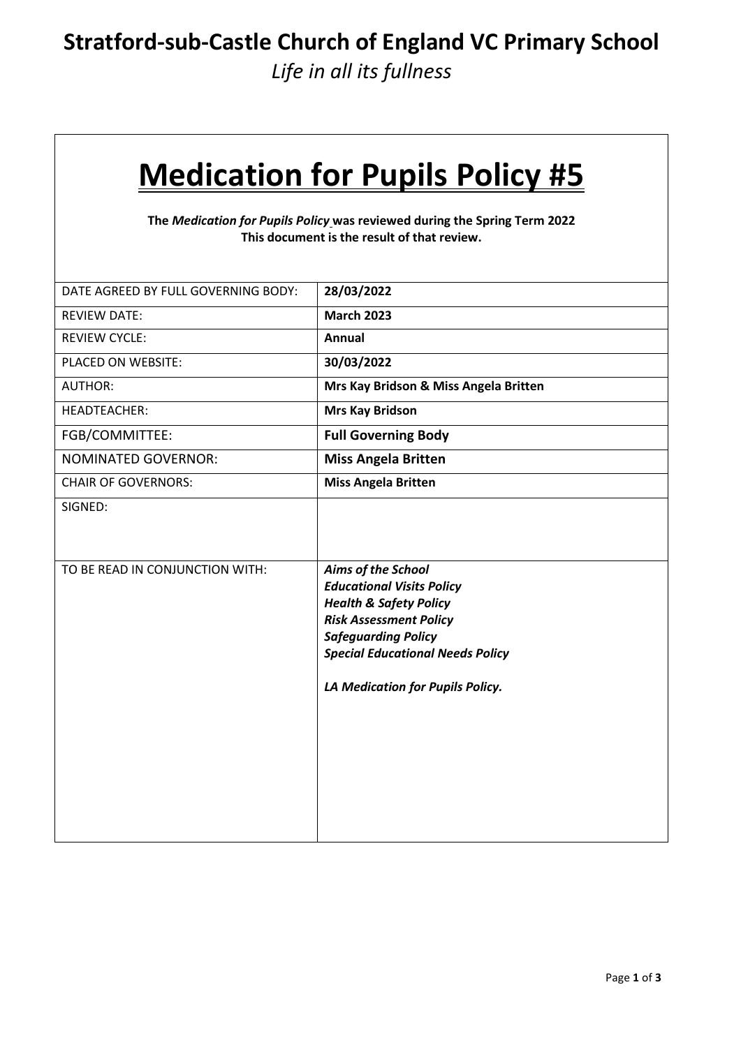# Stratford-sub-Castle Church of England VC Primary School

*Life in all its fullness*

# Medication for Pupils Policy #5

**The *Medication for Pupils Policy* was reviewed during the Spring Term 2022**
**This document is the result of that review.**

| | |
|---|---|
| DATE AGREED BY FULL GOVERNING BODY: | **28/03/2022** |
| REVIEW DATE: | **March 2023** |
| REVIEW CYCLE: | **Annual** |
| PLACED ON WEBSITE: | **30/03/2022** |
| AUTHOR: | **Mrs Kay Bridson & Miss Angela Britten** |
| HEADTEACHER: | **Mrs Kay Bridson** |
| FGB/COMMITTEE: | **Full Governing Body** |
| NOMINATED GOVERNOR: | **Miss Angela Britten** |
| CHAIR OF GOVERNORS: | **Miss Angela Britten** |
| SIGNED: | |
| TO BE READ IN CONJUNCTION WITH: | ***Aims of the School***<br>***Educational Visits Policy***<br>***Health & Safety Policy***<br>***Risk Assessment Policy***<br>***Safeguarding Policy***<br>***Special Educational Needs Policy***<br><br>***LA Medication for Pupils Policy.*** |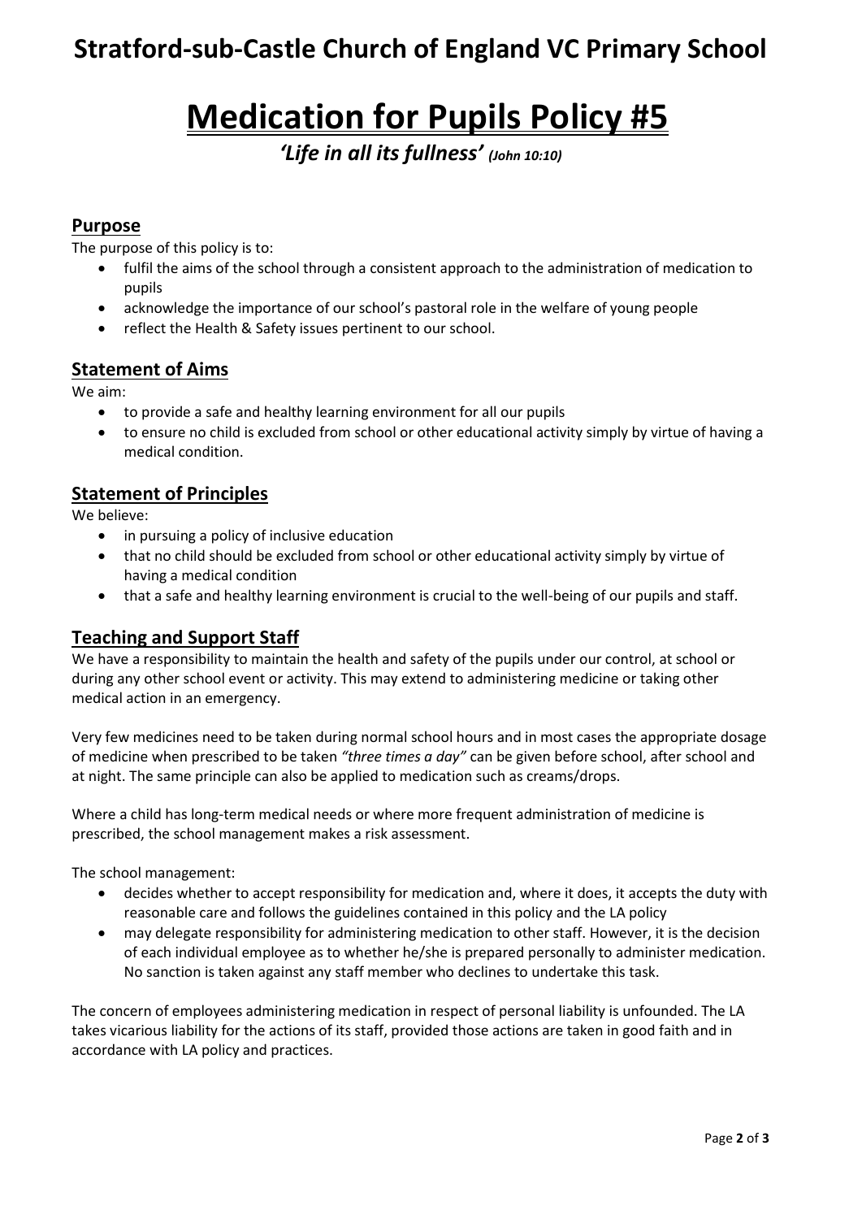## Stratford-sub-Castle Church of England VC Primary School

# Medication for Pupils Policy #5

*'Life in all its fullness'* *(John 10:10)*

## Purpose

The purpose of this policy is to:

- fulfil the aims of the school through a consistent approach to the administration of medication to pupils
- acknowledge the importance of our school's pastoral role in the welfare of young people
- reflect the Health & Safety issues pertinent to our school.

## Statement of Aims

We aim:

- to provide a safe and healthy learning environment for all our pupils
- to ensure no child is excluded from school or other educational activity simply by virtue of having a medical condition.

## Statement of Principles

We believe:

- in pursuing a policy of inclusive education
- that no child should be excluded from school or other educational activity simply by virtue of having a medical condition
- that a safe and healthy learning environment is crucial to the well-being of our pupils and staff.

## Teaching and Support Staff

We have a responsibility to maintain the health and safety of the pupils under our control, at school or during any other school event or activity. This may extend to administering medicine or taking other medical action in an emergency.

Very few medicines need to be taken during normal school hours and in most cases the appropriate dosage of medicine when prescribed to be taken *"three times a day"* can be given before school, after school and at night. The same principle can also be applied to medication such as creams/drops.

Where a child has long-term medical needs or where more frequent administration of medicine is prescribed, the school management makes a risk assessment.

The school management:

- decides whether to accept responsibility for medication and, where it does, it accepts the duty with reasonable care and follows the guidelines contained in this policy and the LA policy
- may delegate responsibility for administering medication to other staff. However, it is the decision of each individual employee as to whether he/she is prepared personally to administer medication. No sanction is taken against any staff member who declines to undertake this task.

The concern of employees administering medication in respect of personal liability is unfounded. The LA takes vicarious liability for the actions of its staff, provided those actions are taken in good faith and in accordance with LA policy and practices.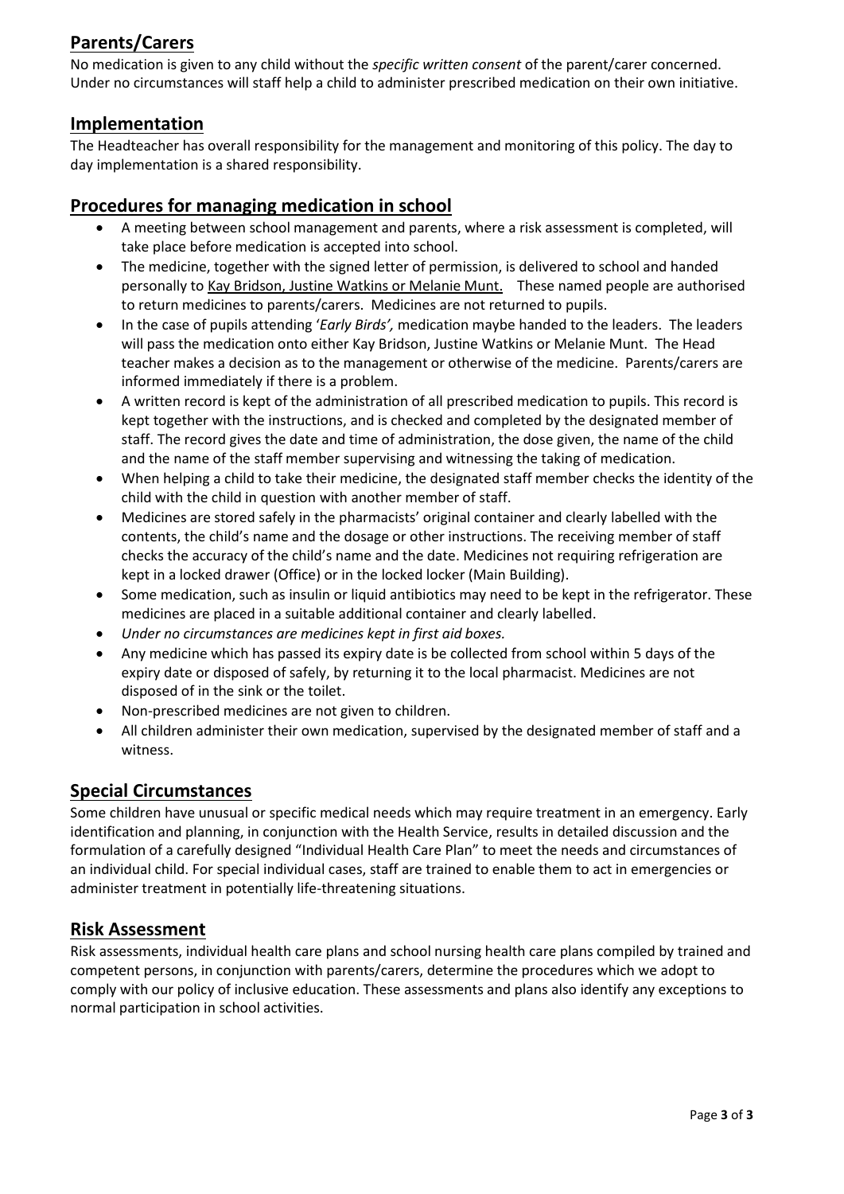## Parents/Carers

No medication is given to any child without the *specific written consent* of the parent/carer concerned. Under no circumstances will staff help a child to administer prescribed medication on their own initiative.

## Implementation

The Headteacher has overall responsibility for the management and monitoring of this policy. The day to day implementation is a shared responsibility.

## Procedures for managing medication in school

- A meeting between school management and parents, where a risk assessment is completed, will take place before medication is accepted into school.
- The medicine, together with the signed letter of permission, is delivered to school and handed personally to Kay Bridson, Justine Watkins or Melanie Munt. These named people are authorised to return medicines to parents/carers. Medicines are not returned to pupils.
- In the case of pupils attending '*Early Birds',* medication maybe handed to the leaders. The leaders will pass the medication onto either Kay Bridson, Justine Watkins or Melanie Munt. The Head teacher makes a decision as to the management or otherwise of the medicine. Parents/carers are informed immediately if there is a problem.
- A written record is kept of the administration of all prescribed medication to pupils. This record is kept together with the instructions, and is checked and completed by the designated member of staff. The record gives the date and time of administration, the dose given, the name of the child and the name of the staff member supervising and witnessing the taking of medication.
- When helping a child to take their medicine, the designated staff member checks the identity of the child with the child in question with another member of staff.
- Medicines are stored safely in the pharmacists' original container and clearly labelled with the contents, the child's name and the dosage or other instructions. The receiving member of staff checks the accuracy of the child's name and the date. Medicines not requiring refrigeration are kept in a locked drawer (Office) or in the locked locker (Main Building).
- Some medication, such as insulin or liquid antibiotics may need to be kept in the refrigerator. These medicines are placed in a suitable additional container and clearly labelled.
- *Under no circumstances are medicines kept in first aid boxes.*
- Any medicine which has passed its expiry date is be collected from school within 5 days of the expiry date or disposed of safely, by returning it to the local pharmacist. Medicines are not disposed of in the sink or the toilet.
- Non-prescribed medicines are not given to children.
- All children administer their own medication, supervised by the designated member of staff and a witness.

## Special Circumstances

Some children have unusual or specific medical needs which may require treatment in an emergency. Early identification and planning, in conjunction with the Health Service, results in detailed discussion and the formulation of a carefully designed "Individual Health Care Plan" to meet the needs and circumstances of an individual child. For special individual cases, staff are trained to enable them to act in emergencies or administer treatment in potentially life-threatening situations.

## Risk Assessment

Risk assessments, individual health care plans and school nursing health care plans compiled by trained and competent persons, in conjunction with parents/carers, determine the procedures which we adopt to comply with our policy of inclusive education. These assessments and plans also identify any exceptions to normal participation in school activities.